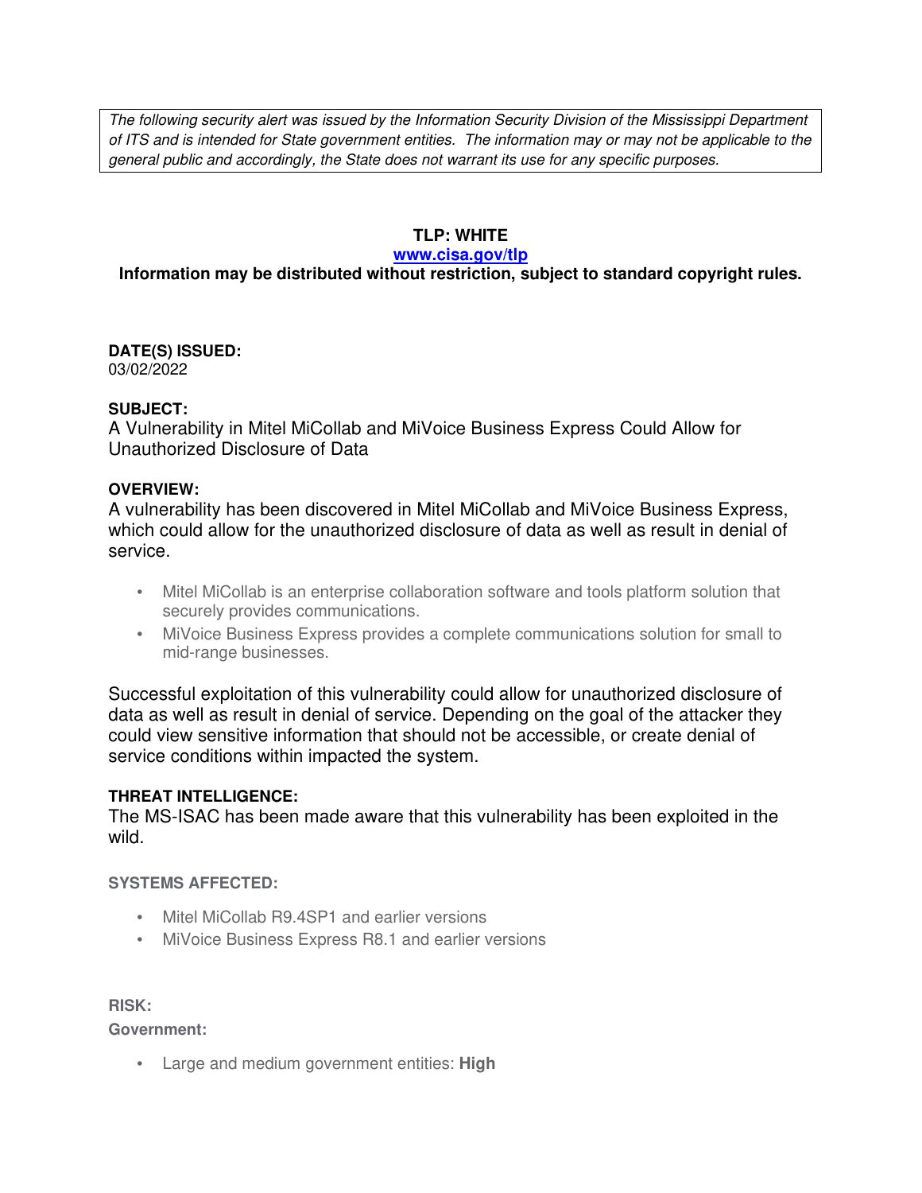*The following security alert was issued by the Information Security Division of the Mississippi Department of ITS and is intended for State government entities. The information may or may not be applicable to the general public and accordingly, the State does not warrant its use for any specific purposes.*

**TLP: WHITE**

**www.cisa.gov/tlp**

**Information may be distributed without restriction, subject to standard copyright rules.**

**DATE(S) ISSUED:**
03/02/2022

**SUBJECT:**
A Vulnerability in Mitel MiCollab and MiVoice Business Express Could Allow for Unauthorized Disclosure of Data

**OVERVIEW:**
A vulnerability has been discovered in Mitel MiCollab and MiVoice Business Express, which could allow for the unauthorized disclosure of data as well as result in denial of service.

- Mitel MiCollab is an enterprise collaboration software and tools platform solution that securely provides communications.
- MiVoice Business Express provides a complete communications solution for small to mid-range businesses.

Successful exploitation of this vulnerability could allow for unauthorized disclosure of data as well as result in denial of service. Depending on the goal of the attacker they could view sensitive information that should not be accessible, or create denial of service conditions within impacted the system.

**THREAT INTELLIGENCE:**
The MS-ISAC has been made aware that this vulnerability has been exploited in the wild.

**SYSTEMS AFFECTED:**

- Mitel MiCollab R9.4SP1 and earlier versions
- MiVoice Business Express R8.1 and earlier versions

**RISK:**

**Government:**

- Large and medium government entities: **High**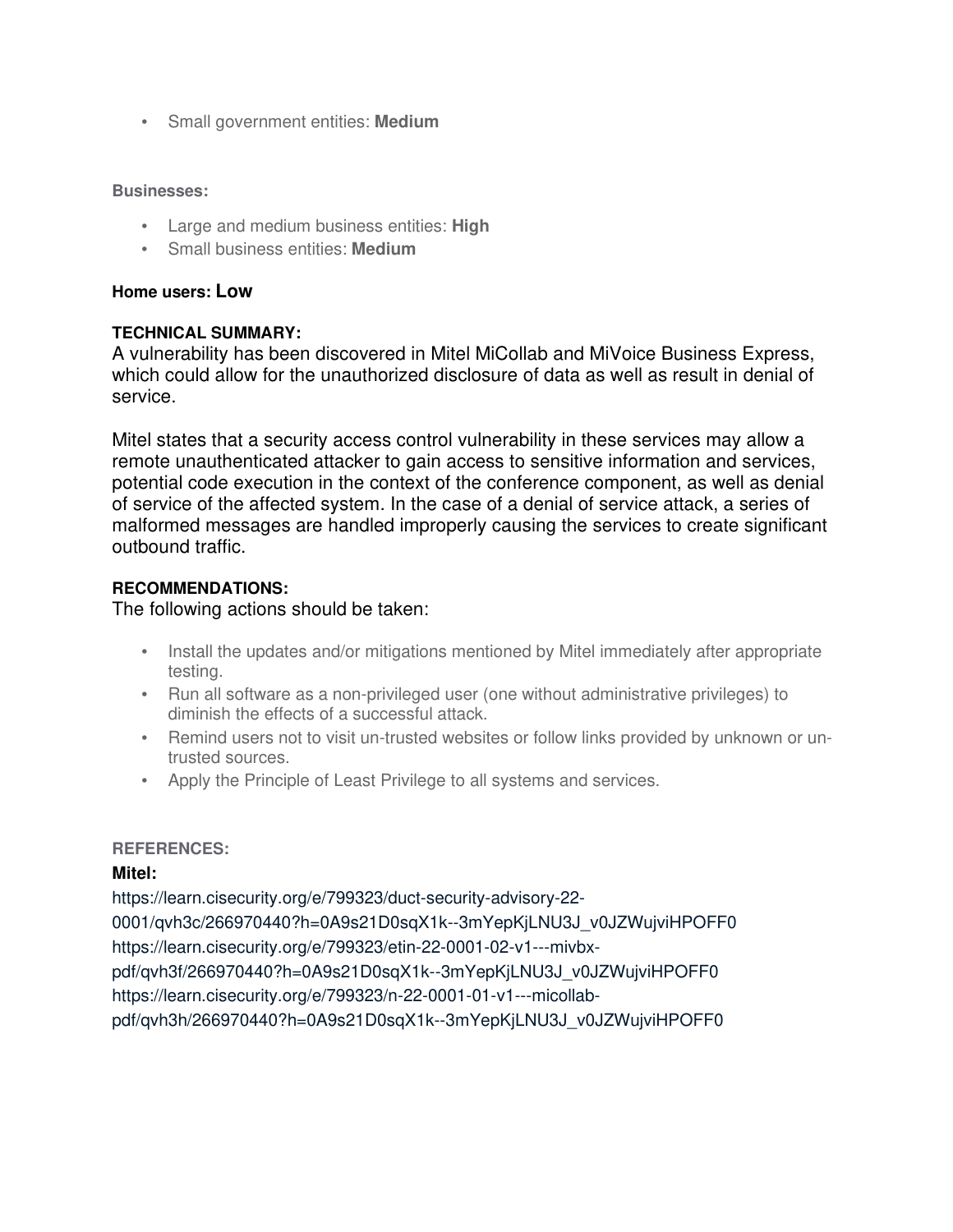- Small government entities: **Medium**

**Businesses:**

- Large and medium business entities: **High**
- Small business entities: **Medium**

**Home users: Low**

**TECHNICAL SUMMARY:**

A vulnerability has been discovered in Mitel MiCollab and MiVoice Business Express, which could allow for the unauthorized disclosure of data as well as result in denial of service.

Mitel states that a security access control vulnerability in these services may allow a remote unauthenticated attacker to gain access to sensitive information and services, potential code execution in the context of the conference component, as well as denial of service of the affected system. In the case of a denial of service attack, a series of malformed messages are handled improperly causing the services to create significant outbound traffic.

**RECOMMENDATIONS:**

The following actions should be taken:

- Install the updates and/or mitigations mentioned by Mitel immediately after appropriate testing.
- Run all software as a non-privileged user (one without administrative privileges) to diminish the effects of a successful attack.
- Remind users not to visit un-trusted websites or follow links provided by unknown or un-trusted sources.
- Apply the Principle of Least Privilege to all systems and services.

**REFERENCES:**

**Mitel:**

https://learn.cisecurity.org/e/799323/duct-security-advisory-22-0001/qvh3c/266970440?h=0A9s21D0sqX1k--3mYepKjLNU3J_v0JZWujviHPOFF0
https://learn.cisecurity.org/e/799323/etin-22-0001-02-v1---mivbx-pdf/qvh3f/266970440?h=0A9s21D0sqX1k--3mYepKjLNU3J_v0JZWujviHPOFF0
https://learn.cisecurity.org/e/799323/n-22-0001-01-v1---micollab-pdf/qvh3h/266970440?h=0A9s21D0sqX1k--3mYepKjLNU3J_v0JZWujviHPOFF0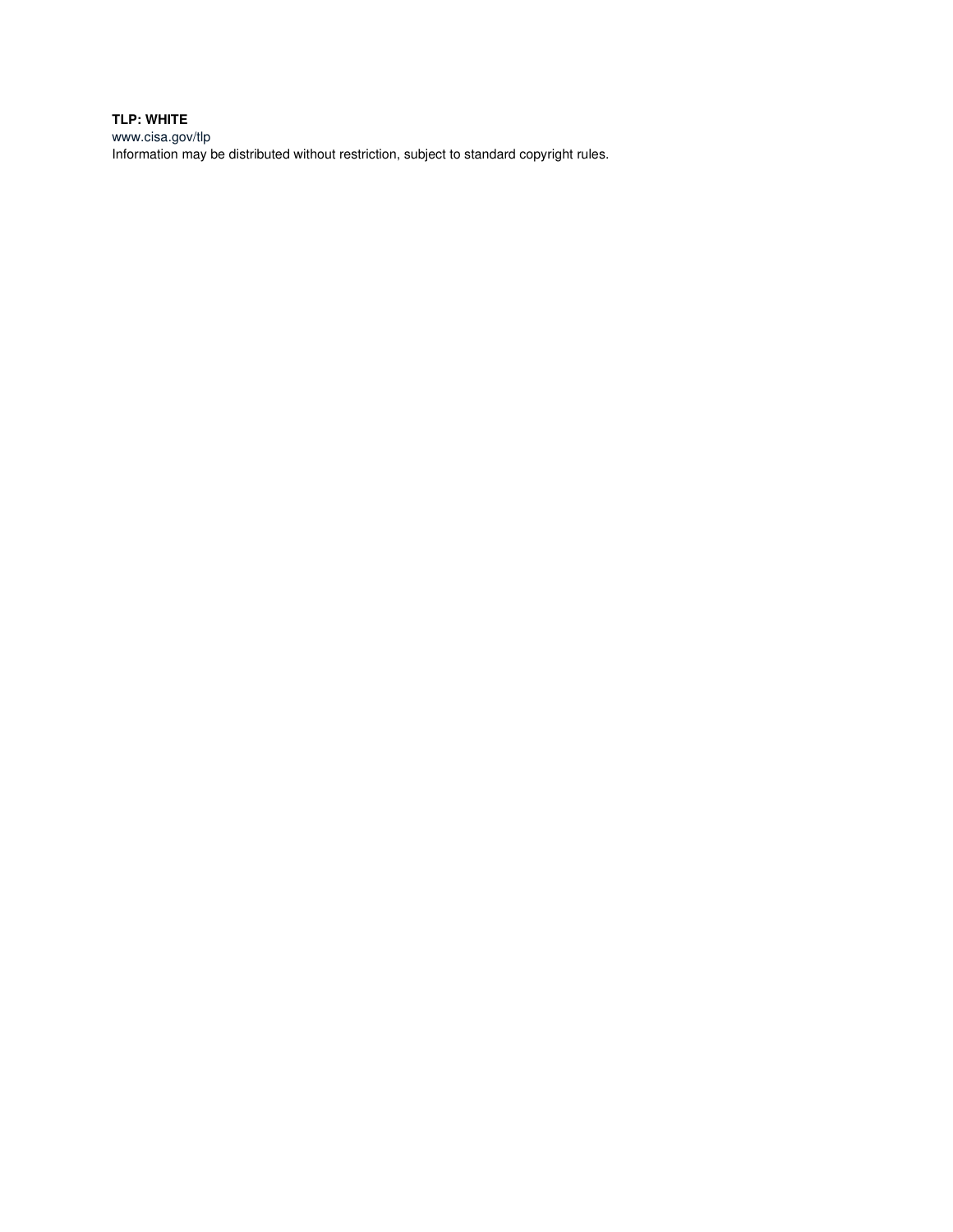**TLP: WHITE**
www.cisa.gov/tlp
Information may be distributed without restriction, subject to standard copyright rules.